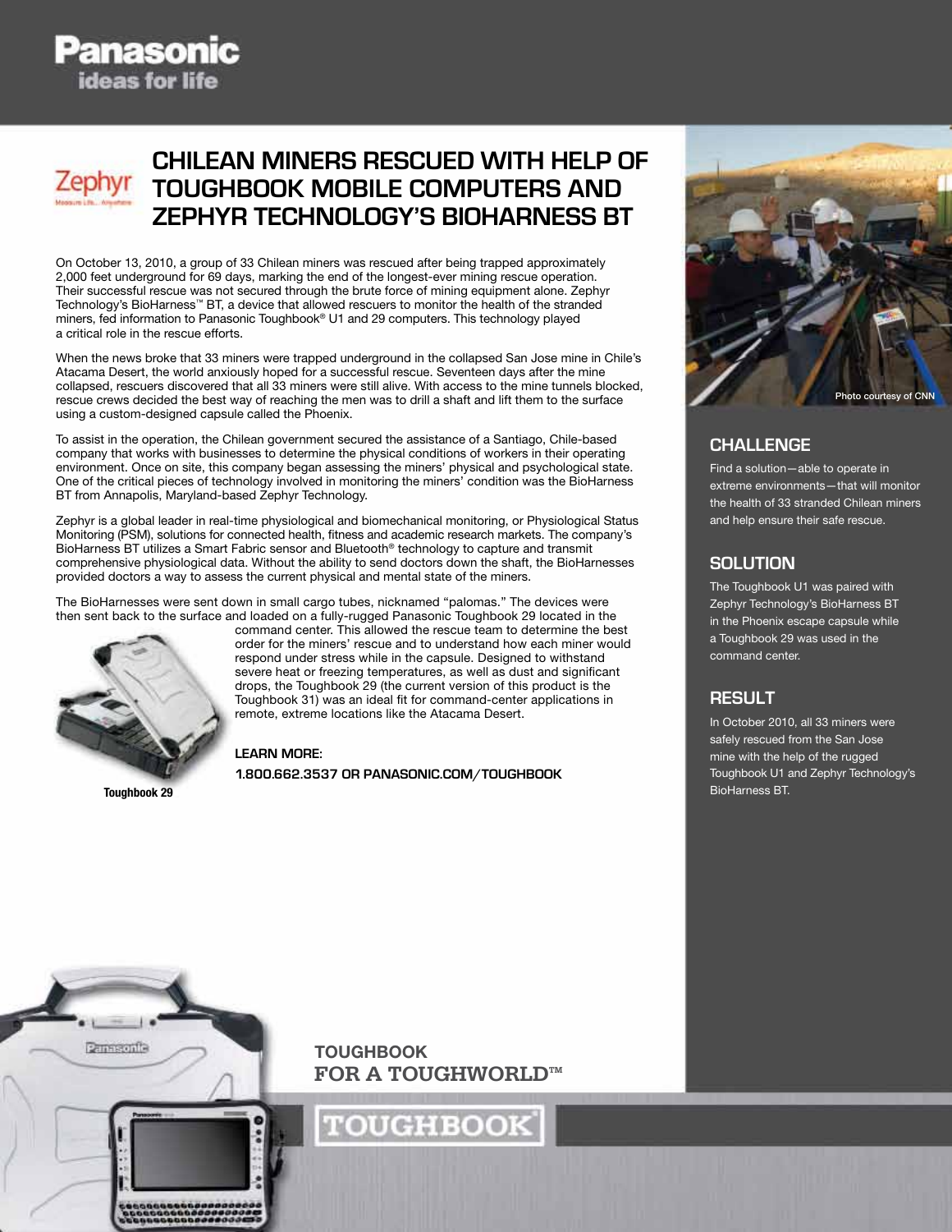Panasonic
ideas for life

# CHILEAN MINERS RESCUED WITH HELP OF TOUGHBOOK MOBILE COMPUTERS AND ZEPHYR TECHNOLOGY'S BIOHARNESS BT

On October 13, 2010, a group of 33 Chilean miners was rescued after being trapped approximately 2,000 feet underground for 69 days, marking the end of the longest-ever mining rescue operation. Their successful rescue was not secured through the brute force of mining equipment alone. Zephyr Technology's BioHarness™ BT, a device that allowed rescuers to monitor the health of the stranded miners, fed information to Panasonic Toughbook® U1 and 29 computers. This technology played a critical role in the rescue efforts.

When the news broke that 33 miners were trapped underground in the collapsed San Jose mine in Chile's Atacama Desert, the world anxiously hoped for a successful rescue. Seventeen days after the mine collapsed, rescuers discovered that all 33 miners were still alive. With access to the mine tunnels blocked, rescue crews decided the best way of reaching the men was to drill a shaft and lift them to the surface using a custom-designed capsule called the Phoenix.

To assist in the operation, the Chilean government secured the assistance of a Santiago, Chile-based company that works with businesses to determine the physical conditions of workers in their operating environment. Once on site, this company began assessing the miners' physical and psychological state. One of the critical pieces of technology involved in monitoring the miners' condition was the BioHarness BT from Annapolis, Maryland-based Zephyr Technology.

Zephyr is a global leader in real-time physiological and biomechanical monitoring, or Physiological Status Monitoring (PSM), solutions for connected health, fitness and academic research markets. The company's BioHarness BT utilizes a Smart Fabric sensor and Bluetooth® technology to capture and transmit comprehensive physiological data. Without the ability to send doctors down the shaft, the BioHarnesses provided doctors a way to assess the current physical and mental state of the miners.

The BioHarnesses were sent down in small cargo tubes, nicknamed "palomas." The devices were then sent back to the surface and loaded on a fully-rugged Panasonic Toughbook 29 located in the command center. This allowed the rescue team to determine the best order for the miners' rescue and to understand how each miner would respond under stress while in the capsule. Designed to withstand severe heat or freezing temperatures, as well as dust and significant drops, the Toughbook 29 (the current version of this product is the Toughbook 31) was an ideal fit for command-center applications in remote, extreme locations like the Atacama Desert.

Toughbook 29

**LEARN MORE:**
**1.800.662.3537 OR PANASONIC.COM/TOUGHBOOK**

Photo courtesy of CNN

## CHALLENGE

Find a solution—able to operate in extreme environments—that will monitor the health of 33 stranded Chilean miners and help ensure their safe rescue.

## SOLUTION

The Toughbook U1 was paired with Zephyr Technology's BioHarness BT in the Phoenix escape capsule while a Toughbook 29 was used in the command center.

## RESULT

In October 2010, all 33 miners were safely rescued from the San Jose mine with the help of the rugged Toughbook U1 and Zephyr Technology's BioHarness BT.

**TOUGHBOOK**
**FOR A TOUGHWORLD™**

TOUGHBOOK®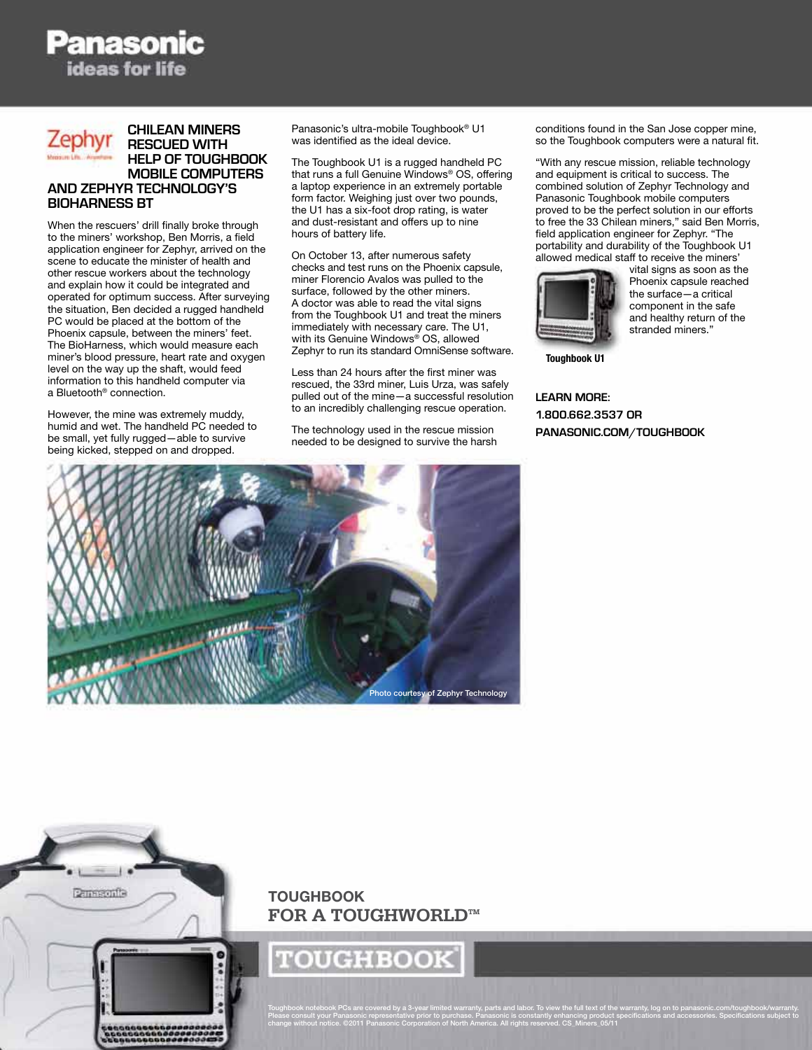## CHILEAN MINERS RESCUED WITH HELP OF TOUGHBOOK MOBILE COMPUTERS AND ZEPHYR TECHNOLOGY'S BIOHARNESS BT

When the rescuers' drill finally broke through to the miners' workshop, Ben Morris, a field application engineer for Zephyr, arrived on the scene to educate the minister of health and other rescue workers about the technology and explain how it could be integrated and operated for optimum success. After surveying the situation, Ben decided a rugged handheld PC would be placed at the bottom of the Phoenix capsule, between the miners' feet. The BioHarness, which would measure each miner's blood pressure, heart rate and oxygen level on the way up the shaft, would feed information to this handheld computer via a Bluetooth® connection.

However, the mine was extremely muddy, humid and wet. The handheld PC needed to be small, yet fully rugged—able to survive being kicked, stepped on and dropped. Panasonic's ultra-mobile Toughbook® U1 was identified as the ideal device.

The Toughbook U1 is a rugged handheld PC that runs a full Genuine Windows® OS, offering a laptop experience in an extremely portable form factor. Weighing just over two pounds, the U1 has a six-foot drop rating, is water and dust-resistant and offers up to nine hours of battery life.

On October 13, after numerous safety checks and test runs on the Phoenix capsule, miner Florencio Avalos was pulled to the surface, followed by the other miners. A doctor was able to read the vital signs from the Toughbook U1 and treat the miners immediately with necessary care. The U1, with its Genuine Windows® OS, allowed Zephyr to run its standard OmniSense software.

Less than 24 hours after the first miner was rescued, the 33rd miner, Luis Urza, was safely pulled out of the mine—a successful resolution to an incredibly challenging rescue operation.

The technology used in the rescue mission needed to be designed to survive the harsh conditions found in the San Jose copper mine, so the Toughbook computers were a natural fit.

"With any rescue mission, reliable technology and equipment is critical to success. The combined solution of Zephyr Technology and Panasonic Toughbook mobile computers proved to be the perfect solution in our efforts to free the 33 Chilean miners," said Ben Morris, field application engineer for Zephyr. "The portability and durability of the Toughbook U1 allowed medical staff to receive the miners' vital signs as soon as the Phoenix capsule reached the surface—a critical component in the safe and healthy return of the stranded miners."

Toughbook U1

**LEARN MORE:**
**1.800.662.3537 OR**
**PANASONIC.COM/TOUGHBOOK**

Photo courtesy of Zephyr Technology

**TOUGHBOOK**
**FOR A TOUGHWORLD™**

Toughbook notebook PCs are covered by a 3-year limited warranty, parts and labor. To view the full text of the warranty, log on to panasonic.com/toughbook/warranty. Please consult your Panasonic representative prior to purchase. Panasonic is constantly enhancing product specifications and accessories. Specifications subject to change without notice. ©2011 Panasonic Corporation of North America. All rights reserved. CS_Miners_05/11